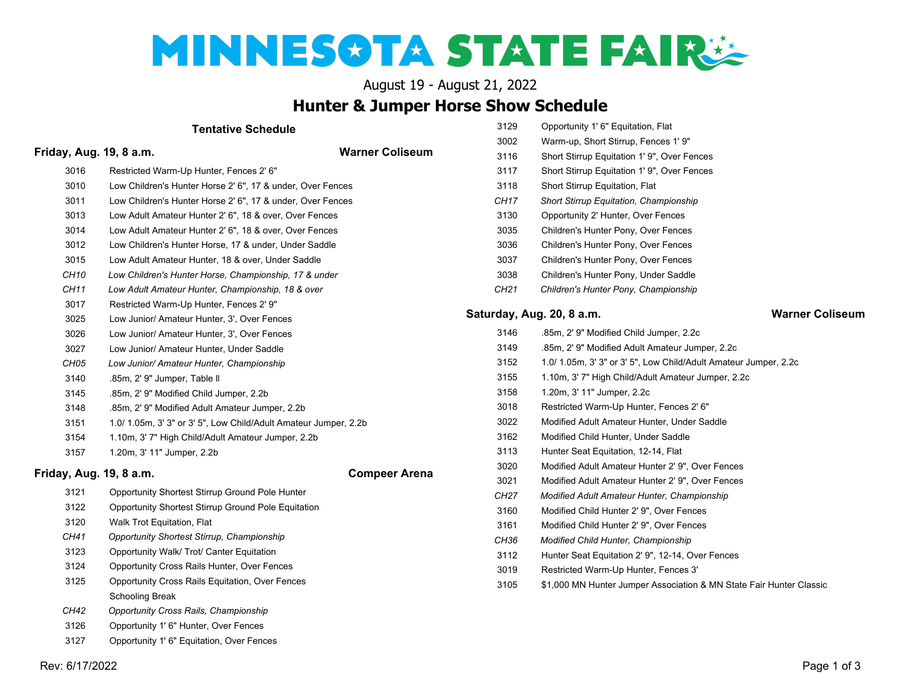# MINNESOTA STATE FAIR

August 19 - August 21, 2022

## Hunter & Jumper Horse Show Schedule

### Tentative Schedule

### Friday, Aug. 19, 8 a.m. — Warner Coliseum

| | |
|---|---|
| 3016 | Restricted Warm-Up Hunter, Fences 2' 6" |
| 3010 | Low Children's Hunter Horse 2' 6", 17 & under, Over Fences |
| 3011 | Low Children's Hunter Horse 2' 6", 17 & under, Over Fences |
| 3013 | Low Adult Amateur Hunter 2' 6", 18 & over, Over Fences |
| 3014 | Low Adult Amateur Hunter 2' 6", 18 & over, Over Fences |
| 3012 | Low Children's Hunter Horse, 17 & under, Under Saddle |
| 3015 | Low Adult Amateur Hunter, 18 & over, Under Saddle |
| *CH10* | *Low Children's Hunter Horse, Championship, 17 & under* |
| *CH11* | *Low Adult Amateur Hunter, Championship, 18 & over* |
| 3017 | Restricted Warm-Up Hunter, Fences 2' 9" |
| 3025 | Low Junior/ Amateur Hunter, 3', Over Fences |
| 3026 | Low Junior/ Amateur Hunter, 3', Over Fences |
| 3027 | Low Junior/ Amateur Hunter, Under Saddle |
| *CH05* | *Low Junior/ Amateur Hunter, Championship* |
| 3140 | .85m, 2' 9" Jumper, Table II |
| 3145 | .85m, 2' 9" Modified Child Jumper, 2.2b |
| 3148 | .85m, 2' 9" Modified Adult Amateur Jumper, 2.2b |
| 3151 | 1.0/ 1.05m, 3' 3" or 3' 5", Low Child/Adult Amateur Jumper, 2.2b |
| 3154 | 1.10m, 3' 7" High Child/Adult Amateur Jumper, 2.2b |
| 3157 | 1.20m, 3' 11" Jumper, 2.2b |

### Friday, Aug. 19, 8 a.m. — Compeer Arena

| | |
|---|---|
| 3121 | Opportunity Shortest Stirrup Ground Pole Hunter |
| 3122 | Opportunity Shortest Stirrup Ground Pole Equitation |
| 3120 | Walk Trot Equitation, Flat |
| *CH41* | *Opportunity Shortest Stirrup, Championship* |
| 3123 | Opportunity Walk/ Trot/ Canter Equitation |
| 3124 | Opportunity Cross Rails Hunter, Over Fences |
| 3125 | Opportunity Cross Rails Equitation, Over Fences |
| | Schooling Break |
| *CH42* | *Opportunity Cross Rails, Championship* |
| 3126 | Opportunity 1' 6" Hunter, Over Fences |
| 3127 | Opportunity 1' 6" Equitation, Over Fences |
| 3129 | Opportunity 1' 6" Equitation, Flat |
| 3002 | Warm-up, Short Stirrup, Fences 1' 9" |
| 3116 | Short Stirrup Equitation 1' 9", Over Fences |
| 3117 | Short Stirrup Equitation 1' 9", Over Fences |
| 3118 | Short Stirrup Equitation, Flat |
| *CH17* | *Short Stirrup Equitation, Championship* |
| 3130 | Opportunity 2' Hunter, Over Fences |
| 3035 | Children's Hunter Pony, Over Fences |
| 3036 | Children's Hunter Pony, Over Fences |
| 3037 | Children's Hunter Pony, Over Fences |
| 3038 | Children's Hunter Pony, Under Saddle |
| *CH21* | *Children's Hunter Pony, Championship* |

### Saturday, Aug. 20, 8 a.m. — Warner Coliseum

| | |
|---|---|
| 3146 | .85m, 2' 9" Modified Child Jumper, 2.2c |
| 3149 | .85m, 2' 9" Modified Adult Amateur Jumper, 2.2c |
| 3152 | 1.0/ 1.05m, 3' 3" or 3' 5", Low Child/Adult Amateur Jumper, 2.2c |
| 3155 | 1.10m, 3' 7" High Child/Adult Amateur Jumper, 2.2c |
| 3158 | 1.20m, 3' 11" Jumper, 2.2c |
| 3018 | Restricted Warm-Up Hunter, Fences 2' 6" |
| 3022 | Modified Adult Amateur Hunter, Under Saddle |
| 3162 | Modified Child Hunter, Under Saddle |
| 3113 | Hunter Seat Equitation, 12-14, Flat |
| 3020 | Modified Adult Amateur Hunter 2' 9", Over Fences |
| 3021 | Modified Adult Amateur Hunter 2' 9", Over Fences |
| *CH27* | *Modified Adult Amateur Hunter, Championship* |
| 3160 | Modified Child Hunter 2' 9", Over Fences |
| 3161 | Modified Child Hunter 2' 9", Over Fences |
| *CH36* | *Modified Child Hunter, Championship* |
| 3112 | Hunter Seat Equitation 2' 9", 12-14, Over Fences |
| 3019 | Restricted Warm-Up Hunter, Fences 3' |
| 3105 | $1,000 MN Hunter Jumper Association & MN State Fair Hunter Classic |

Rev: 6/17/2022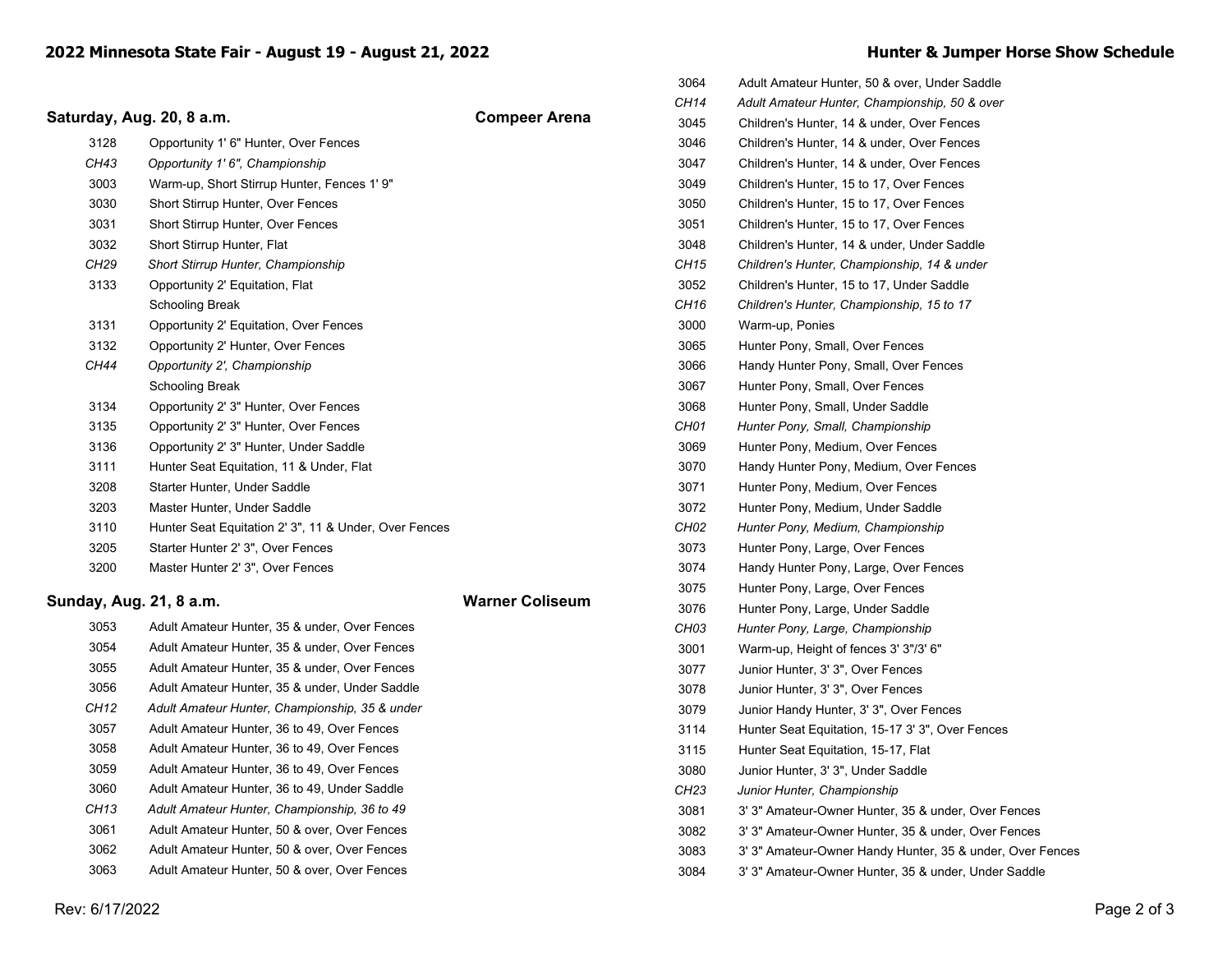## 2022 Minnesota State Fair - August 19 - August 21, 2022

## Hunter & Jumper Horse Show Schedule

### Saturday, Aug. 20, 8 a.m. — Compeer Arena

| Class | Description |
|---|---|
| 3128 | Opportunity 1' 6" Hunter, Over Fences |
| *CH43* | *Opportunity 1' 6", Championship* |
| 3003 | Warm-up, Short Stirrup Hunter, Fences 1' 9" |
| 3030 | Short Stirrup Hunter, Over Fences |
| 3031 | Short Stirrup Hunter, Over Fences |
| 3032 | Short Stirrup Hunter, Flat |
| *CH29* | *Short Stirrup Hunter, Championship* |
| 3133 | Opportunity 2' Equitation, Flat |
| | Schooling Break |
| 3131 | Opportunity 2' Equitation, Over Fences |
| 3132 | Opportunity 2' Hunter, Over Fences |
| *CH44* | *Opportunity 2', Championship* |
| | Schooling Break |
| 3134 | Opportunity 2' 3" Hunter, Over Fences |
| 3135 | Opportunity 2' 3" Hunter, Over Fences |
| 3136 | Opportunity 2' 3" Hunter, Under Saddle |
| 3111 | Hunter Seat Equitation, 11 & Under, Flat |
| 3208 | Starter Hunter, Under Saddle |
| 3203 | Master Hunter, Under Saddle |
| 3110 | Hunter Seat Equitation 2' 3", 11 & Under, Over Fences |
| 3205 | Starter Hunter 2' 3", Over Fences |
| 3200 | Master Hunter 2' 3", Over Fences |

### Sunday, Aug. 21, 8 a.m. — Warner Coliseum

| Class | Description |
|---|---|
| 3053 | Adult Amateur Hunter, 35 & under, Over Fences |
| 3054 | Adult Amateur Hunter, 35 & under, Over Fences |
| 3055 | Adult Amateur Hunter, 35 & under, Over Fences |
| 3056 | Adult Amateur Hunter, 35 & under, Under Saddle |
| *CH12* | *Adult Amateur Hunter, Championship, 35 & under* |
| 3057 | Adult Amateur Hunter, 36 to 49, Over Fences |
| 3058 | Adult Amateur Hunter, 36 to 49, Over Fences |
| 3059 | Adult Amateur Hunter, 36 to 49, Over Fences |
| 3060 | Adult Amateur Hunter, 36 to 49, Under Saddle |
| *CH13* | *Adult Amateur Hunter, Championship, 36 to 49* |
| 3061 | Adult Amateur Hunter, 50 & over, Over Fences |
| 3062 | Adult Amateur Hunter, 50 & over, Over Fences |
| 3063 | Adult Amateur Hunter, 50 & over, Over Fences |
| 3064 | Adult Amateur Hunter, 50 & over, Under Saddle |
| *CH14* | *Adult Amateur Hunter, Championship, 50 & over* |
| 3045 | Children's Hunter, 14 & under, Over Fences |
| 3046 | Children's Hunter, 14 & under, Over Fences |
| 3047 | Children's Hunter, 14 & under, Over Fences |
| 3049 | Children's Hunter, 15 to 17, Over Fences |
| 3050 | Children's Hunter, 15 to 17, Over Fences |
| 3051 | Children's Hunter, 15 to 17, Over Fences |
| 3048 | Children's Hunter, 14 & under, Under Saddle |
| *CH15* | *Children's Hunter, Championship, 14 & under* |
| 3052 | Children's Hunter, 15 to 17, Under Saddle |
| *CH16* | *Children's Hunter, Championship, 15 to 17* |
| 3000 | Warm-up, Ponies |
| 3065 | Hunter Pony, Small, Over Fences |
| 3066 | Handy Hunter Pony, Small, Over Fences |
| 3067 | Hunter Pony, Small, Over Fences |
| 3068 | Hunter Pony, Small, Under Saddle |
| *CH01* | *Hunter Pony, Small, Championship* |
| 3069 | Hunter Pony, Medium, Over Fences |
| 3070 | Handy Hunter Pony, Medium, Over Fences |
| 3071 | Hunter Pony, Medium, Over Fences |
| 3072 | Hunter Pony, Medium, Under Saddle |
| *CH02* | *Hunter Pony, Medium, Championship* |
| 3073 | Hunter Pony, Large, Over Fences |
| 3074 | Handy Hunter Pony, Large, Over Fences |
| 3075 | Hunter Pony, Large, Over Fences |
| 3076 | Hunter Pony, Large, Under Saddle |
| *CH03* | *Hunter Pony, Large, Championship* |
| 3001 | Warm-up, Height of fences 3' 3"/3' 6" |
| 3077 | Junior Hunter, 3' 3", Over Fences |
| 3078 | Junior Hunter, 3' 3", Over Fences |
| 3079 | Junior Handy Hunter, 3' 3", Over Fences |
| 3114 | Hunter Seat Equitation, 15-17 3' 3", Over Fences |
| 3115 | Hunter Seat Equitation, 15-17, Flat |
| 3080 | Junior Hunter, 3' 3", Under Saddle |
| *CH23* | *Junior Hunter, Championship* |
| 3081 | 3' 3" Amateur-Owner Hunter, 35 & under, Over Fences |
| 3082 | 3' 3" Amateur-Owner Hunter, 35 & under, Over Fences |
| 3083 | 3' 3" Amateur-Owner Handy Hunter, 35 & under, Over Fences |
| 3084 | 3' 3" Amateur-Owner Hunter, 35 & under, Under Saddle |

Rev: 6/17/2022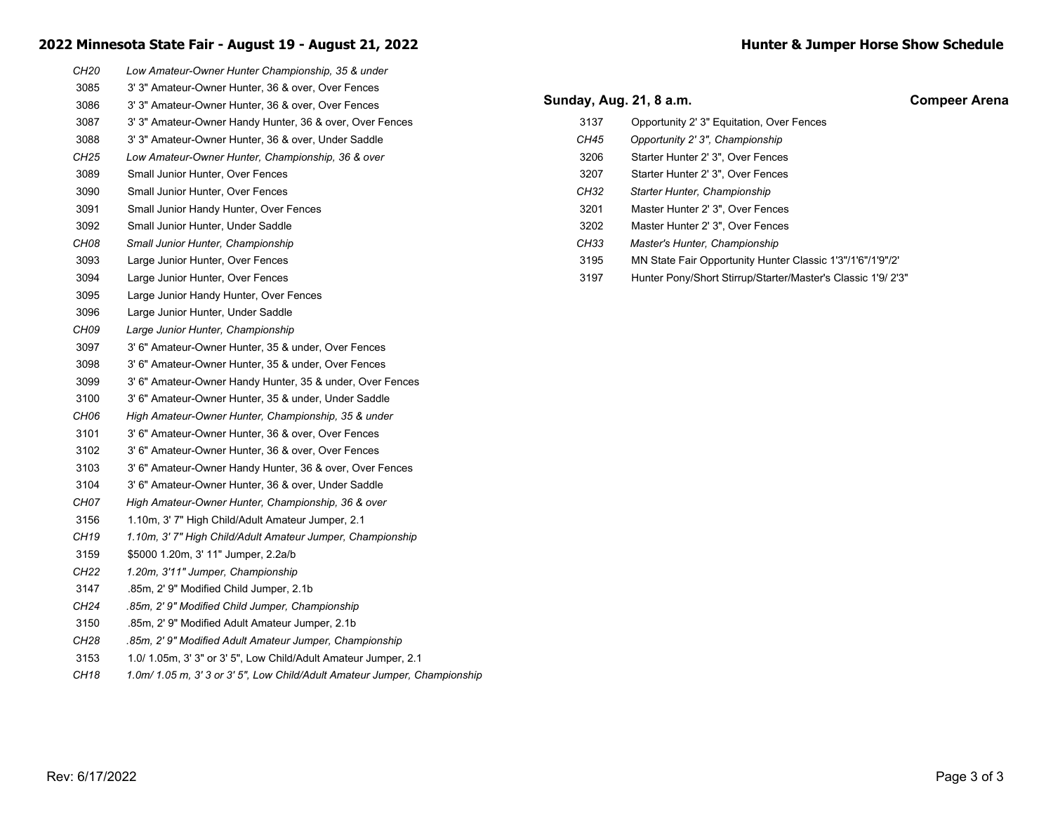| | |
|---|---|
| *CH20* | *Low Amateur-Owner Hunter Championship, 35 & under* |
| 3085 | 3' 3" Amateur-Owner Hunter, 36 & over, Over Fences |
| 3086 | 3' 3" Amateur-Owner Hunter, 36 & over, Over Fences |
| 3087 | 3' 3" Amateur-Owner Handy Hunter, 36 & over, Over Fences |
| 3088 | 3' 3" Amateur-Owner Hunter, 36 & over, Under Saddle |
| *CH25* | *Low Amateur-Owner Hunter, Championship, 36 & over* |
| 3089 | Small Junior Hunter, Over Fences |
| 3090 | Small Junior Hunter, Over Fences |
| 3091 | Small Junior Handy Hunter, Over Fences |
| 3092 | Small Junior Hunter, Under Saddle |
| *CH08* | *Small Junior Hunter, Championship* |
| 3093 | Large Junior Hunter, Over Fences |
| 3094 | Large Junior Hunter, Over Fences |
| 3095 | Large Junior Handy Hunter, Over Fences |
| 3096 | Large Junior Hunter, Under Saddle |
| *CH09* | *Large Junior Hunter, Championship* |
| 3097 | 3' 6" Amateur-Owner Hunter, 35 & under, Over Fences |
| 3098 | 3' 6" Amateur-Owner Hunter, 35 & under, Over Fences |
| 3099 | 3' 6" Amateur-Owner Handy Hunter, 35 & under, Over Fences |
| 3100 | 3' 6" Amateur-Owner Hunter, 35 & under, Under Saddle |
| *CH06* | *High Amateur-Owner Hunter, Championship, 35 & under* |
| 3101 | 3' 6" Amateur-Owner Hunter, 36 & over, Over Fences |
| 3102 | 3' 6" Amateur-Owner Hunter, 36 & over, Over Fences |
| 3103 | 3' 6" Amateur-Owner Handy Hunter, 36 & over, Over Fences |
| 3104 | 3' 6" Amateur-Owner Hunter, 36 & over, Under Saddle |
| *CH07* | *High Amateur-Owner Hunter, Championship, 36 & over* |
| 3156 | 1.10m, 3' 7" High Child/Adult Amateur Jumper, 2.1 |
| *CH19* | *1.10m, 3' 7" High Child/Adult Amateur Jumper, Championship* |
| 3159 | $5000 1.20m, 3' 11" Jumper, 2.2a/b |
| *CH22* | *1.20m, 3'11" Jumper, Championship* |
| 3147 | .85m, 2' 9" Modified Child Jumper, 2.1b |
| *CH24* | *.85m, 2' 9" Modified Child Jumper, Championship* |
| 3150 | .85m, 2' 9" Modified Adult Amateur Jumper, 2.1b |
| *CH28* | *.85m, 2' 9" Modified Adult Amateur Jumper, Championship* |
| 3153 | 1.0/ 1.05m, 3' 3" or 3' 5", Low Child/Adult Amateur Jumper, 2.1 |
| *CH18* | *1.0m/ 1.05 m, 3' 3 or 3' 5", Low Child/Adult Amateur Jumper, Championship* |

**Sunday, Aug. 21, 8 a.m.** **Compeer Arena**

| | |
|---|---|
| 3137 | Opportunity 2' 3" Equitation, Over Fences |
| *CH45* | *Opportunity 2' 3", Championship* |
| 3206 | Starter Hunter 2' 3", Over Fences |
| 3207 | Starter Hunter 2' 3", Over Fences |
| *CH32* | *Starter Hunter, Championship* |
| 3201 | Master Hunter 2' 3", Over Fences |
| 3202 | Master Hunter 2' 3", Over Fences |
| *CH33* | *Master's Hunter, Championship* |
| 3195 | MN State Fair Opportunity Hunter Classic 1'3"/1'6"/1'9"/2' |
| 3197 | Hunter Pony/Short Stirrup/Starter/Master's Classic 1'9/ 2'3" |

Rev: 6/17/2022